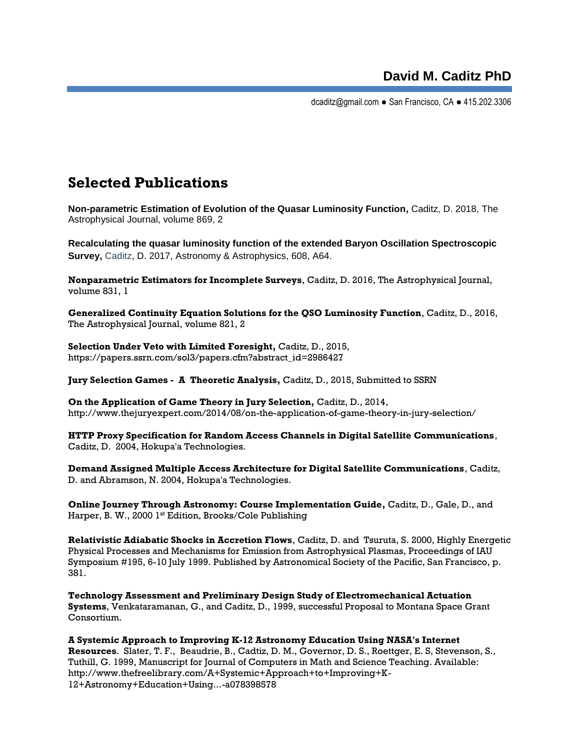# David M. Caditz PhD

dcaditz@gmail.com ● San Francisco, CA ● 415.202.3306

## Selected Publications

**Non-parametric Estimation of Evolution of the Quasar Luminosity Function,** Caditz, D. 2018, The Astrophysical Journal, volume 869, 2

**Recalculating the quasar luminosity function of the extended Baryon Oscillation Spectroscopic Survey,** Caditz, D. 2017, Astronomy & Astrophysics, 608, A64.

**Nonparametric Estimators for Incomplete Surveys**, Caditz, D. 2016, The Astrophysical Journal, volume 831, 1

**Generalized Continuity Equation Solutions for the QSO Luminosity Function**, Caditz, D., 2016, The Astrophysical Journal, volume 821, 2

**Selection Under Veto with Limited Foresight,** Caditz, D., 2015, https://papers.ssrn.com/sol3/papers.cfm?abstract_id=2986427

**Jury Selection Games - A Theoretic Analysis,** Caditz, D., 2015, Submitted to SSRN

**On the Application of Game Theory in Jury Selection,** Caditz, D., 2014, http://www.thejuryexpert.com/2014/08/on-the-application-of-game-theory-in-jury-selection/

**HTTP Proxy Specification for Random Access Channels in Digital Satellite Communications**, Caditz, D. 2004, Hokupa'a Technologies.

**Demand Assigned Multiple Access Architecture for Digital Satellite Communications**, Caditz, D. and Abramson, N. 2004, Hokupa'a Technologies.

**Online Journey Through Astronomy: Course Implementation Guide,** Caditz, D., Gale, D., and Harper, B. W., 2000 1st Edition, Brooks/Cole Publishing

**Relativistic Adiabatic Shocks in Accretion Flows**, Caditz, D. and Tsuruta, S. 2000, Highly Energetic Physical Processes and Mechanisms for Emission from Astrophysical Plasmas, Proceedings of IAU Symposium #195, 6-10 July 1999. Published by Astronomical Society of the Pacific, San Francisco, p. 381.

**Technology Assessment and Preliminary Design Study of Electromechanical Actuation Systems**, Venkataramanan, G., and Caditz, D., 1999, successful Proposal to Montana Space Grant Consortium.

**A Systemic Approach to Improving K-12 Astronomy Education Using NASA's Internet Resources**. Slater, T. F., Beaudrie, B., Cadtiz, D. M., Governor, D. S., Roettger, E. S, Stevenson, S., Tuthill, G. 1999, Manuscript for Journal of Computers in Math and Science Teaching. Available: http://www.thefreelibrary.com/A+Systemic+Approach+to+Improving+K-12+Astronomy+Education+Using...-a078398578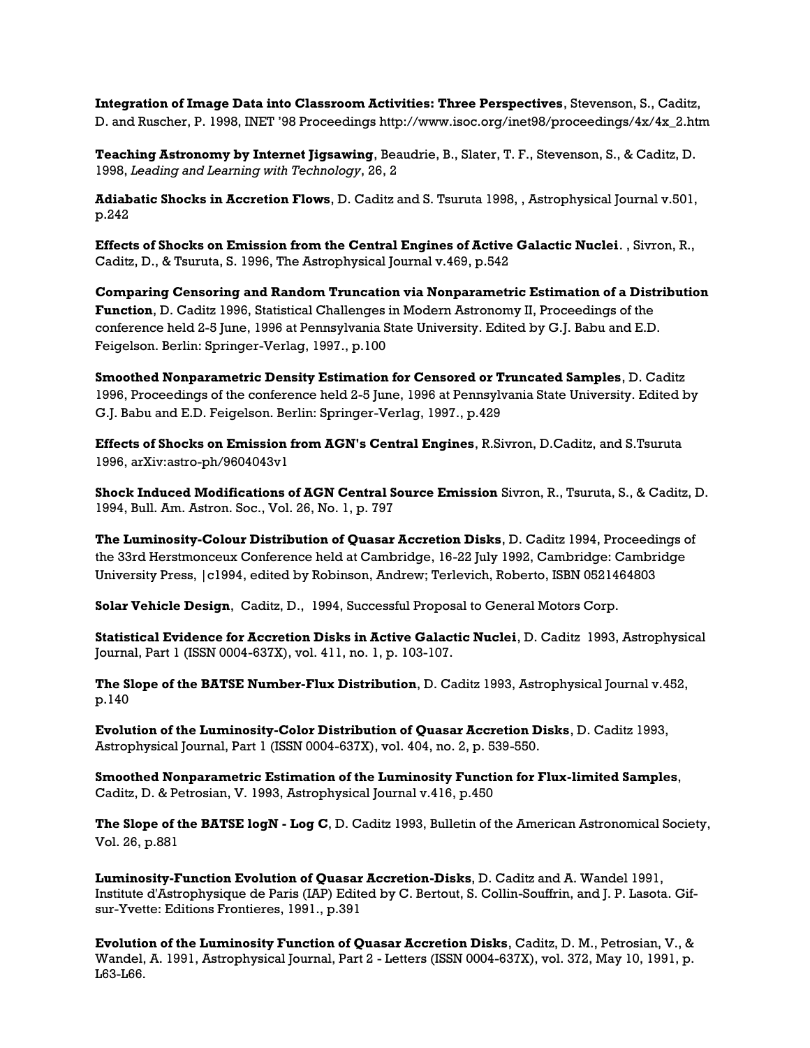**Integration of Image Data into Classroom Activities: Three Perspectives**, Stevenson, S., Caditz, D. and Ruscher, P. 1998, INET '98 Proceedings http://www.isoc.org/inet98/proceedings/4x/4x_2.htm

**Teaching Astronomy by Internet Jigsawing**, Beaudrie, B., Slater, T. F., Stevenson, S., & Caditz, D. 1998, *Leading and Learning with Technology*, 26, 2

**Adiabatic Shocks in Accretion Flows**, D. Caditz and S. Tsuruta 1998, , Astrophysical Journal v.501, p.242

**Effects of Shocks on Emission from the Central Engines of Active Galactic Nuclei**. , Sivron, R., Caditz, D., & Tsuruta, S. 1996, The Astrophysical Journal v.469, p.542

**Comparing Censoring and Random Truncation via Nonparametric Estimation of a Distribution Function**, D. Caditz 1996, Statistical Challenges in Modern Astronomy II, Proceedings of the conference held 2-5 June, 1996 at Pennsylvania State University. Edited by G.J. Babu and E.D. Feigelson. Berlin: Springer-Verlag, 1997., p.100

**Smoothed Nonparametric Density Estimation for Censored or Truncated Samples**, D. Caditz 1996, Proceedings of the conference held 2-5 June, 1996 at Pennsylvania State University. Edited by G.J. Babu and E.D. Feigelson. Berlin: Springer-Verlag, 1997., p.429

**Effects of Shocks on Emission from AGN's Central Engines**, R.Sivron, D.Caditz, and S.Tsuruta 1996, arXiv:astro-ph/9604043v1

**Shock Induced Modifications of AGN Central Source Emission** Sivron, R., Tsuruta, S., & Caditz, D. 1994, Bull. Am. Astron. Soc., Vol. 26, No. 1, p. 797

**The Luminosity-Colour Distribution of Quasar Accretion Disks**, D. Caditz 1994, Proceedings of the 33rd Herstmonceux Conference held at Cambridge, 16-22 July 1992, Cambridge: Cambridge University Press, |c1994, edited by Robinson, Andrew; Terlevich, Roberto, ISBN 0521464803

**Solar Vehicle Design**, Caditz, D., 1994, Successful Proposal to General Motors Corp.

**Statistical Evidence for Accretion Disks in Active Galactic Nuclei**, D. Caditz 1993, Astrophysical Journal, Part 1 (ISSN 0004-637X), vol. 411, no. 1, p. 103-107.

**The Slope of the BATSE Number-Flux Distribution**, D. Caditz 1993, Astrophysical Journal v.452, p.140

**Evolution of the Luminosity-Color Distribution of Quasar Accretion Disks**, D. Caditz 1993, Astrophysical Journal, Part 1 (ISSN 0004-637X), vol. 404, no. 2, p. 539-550.

**Smoothed Nonparametric Estimation of the Luminosity Function for Flux-limited Samples**, Caditz, D. & Petrosian, V. 1993, Astrophysical Journal v.416, p.450

**The Slope of the BATSE logN - Log C**, D. Caditz 1993, Bulletin of the American Astronomical Society, Vol. 26, p.881

**Luminosity-Function Evolution of Quasar Accretion-Disks**, D. Caditz and A. Wandel 1991, Institute d'Astrophysique de Paris (IAP) Edited by C. Bertout, S. Collin-Souffrin, and J. P. Lasota. Gif-sur-Yvette: Editions Frontieres, 1991., p.391

**Evolution of the Luminosity Function of Quasar Accretion Disks**, Caditz, D. M., Petrosian, V., & Wandel, A. 1991, Astrophysical Journal, Part 2 - Letters (ISSN 0004-637X), vol. 372, May 10, 1991, p. L63-L66.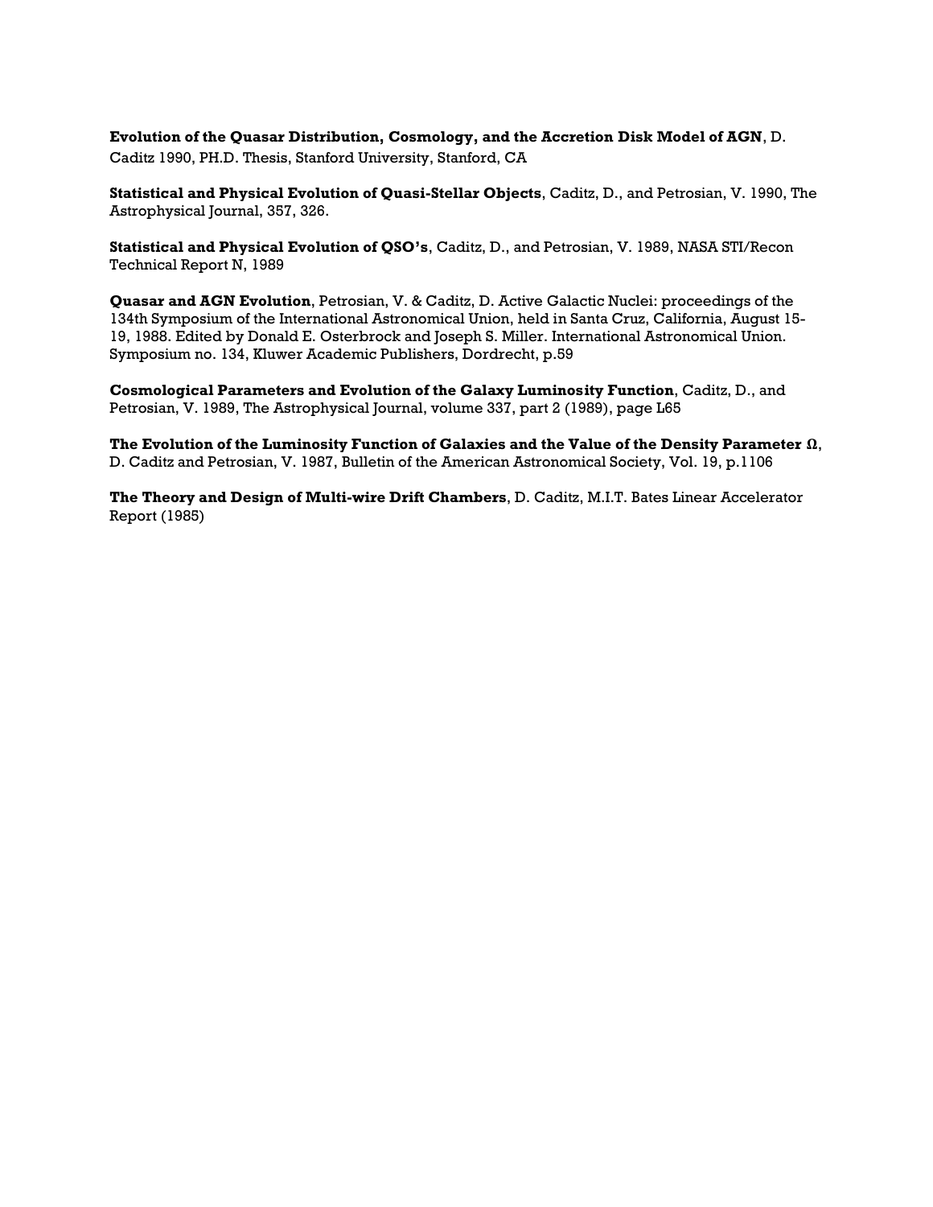**Evolution of the Quasar Distribution, Cosmology, and the Accretion Disk Model of AGN**, D. Caditz 1990, PH.D. Thesis, Stanford University, Stanford, CA

**Statistical and Physical Evolution of Quasi-Stellar Objects**, Caditz, D., and Petrosian, V. 1990, The Astrophysical Journal, 357, 326.

**Statistical and Physical Evolution of QSO's**, Caditz, D., and Petrosian, V. 1989, NASA STI/Recon Technical Report N, 1989

**Quasar and AGN Evolution**, Petrosian, V. & Caditz, D. Active Galactic Nuclei: proceedings of the 134th Symposium of the International Astronomical Union, held in Santa Cruz, California, August 15-19, 1988. Edited by Donald E. Osterbrock and Joseph S. Miller. International Astronomical Union. Symposium no. 134, Kluwer Academic Publishers, Dordrecht, p.59

**Cosmological Parameters and Evolution of the Galaxy Luminosity Function**, Caditz, D., and Petrosian, V. 1989, The Astrophysical Journal, volume 337, part 2 (1989), page L65

**The Evolution of the Luminosity Function of Galaxies and the Value of the Density Parameter $\Omega$**, D. Caditz and Petrosian, V. 1987, Bulletin of the American Astronomical Society, Vol. 19, p.1106

**The Theory and Design of Multi-wire Drift Chambers**, D. Caditz, M.I.T. Bates Linear Accelerator Report (1985)